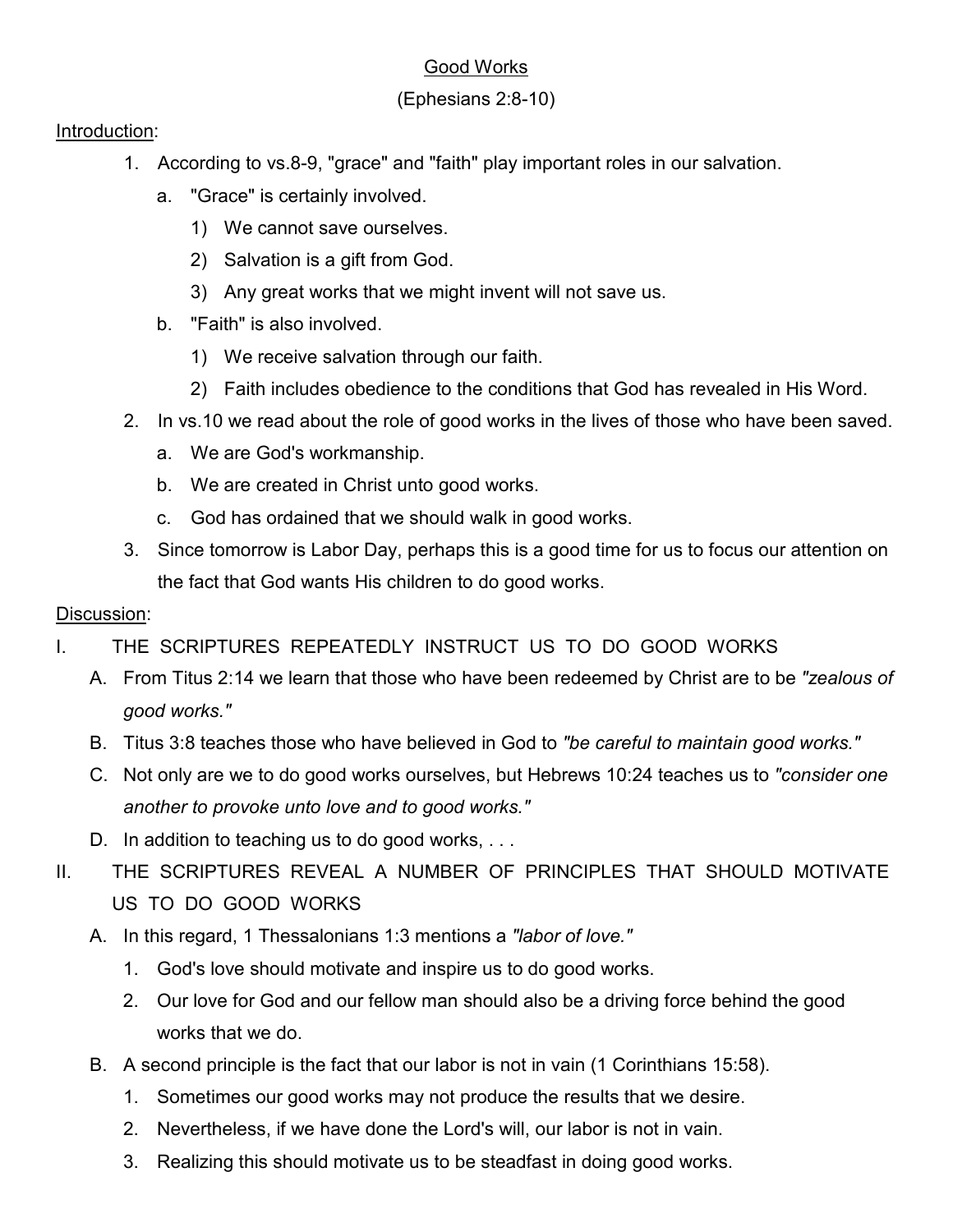# Good Works

## (Ephesians 2:8-10)

Introduction:

1. According to vs.8-9, "grace" and "faith" play important roles in our salvation.
    a. "Grace" is certainly involved.
        1) We cannot save ourselves.
        2) Salvation is a gift from God.
        3) Any great works that we might invent will not save us.
    b. "Faith" is also involved.
        1) We receive salvation through our faith.
        2) Faith includes obedience to the conditions that God has revealed in His Word.
2. In vs.10 we read about the role of good works in the lives of those who have been saved.
    a. We are God's workmanship.
    b. We are created in Christ unto good works.
    c. God has ordained that we should walk in good works.
3. Since tomorrow is Labor Day, perhaps this is a good time for us to focus our attention on the fact that God wants His children to do good works.

Discussion:

I. THE SCRIPTURES REPEATEDLY INSTRUCT US TO DO GOOD WORKS
   A. From Titus 2:14 we learn that those who have been redeemed by Christ are to be *"zealous of good works."*
   B. Titus 3:8 teaches those who have believed in God to *"be careful to maintain good works."*
   C. Not only are we to do good works ourselves, but Hebrews 10:24 teaches us to *"consider one another to provoke unto love and to good works."*
   D. In addition to teaching us to do good works, . . .

II. THE SCRIPTURES REVEAL A NUMBER OF PRINCIPLES THAT SHOULD MOTIVATE US TO DO GOOD WORKS
   A. In this regard, 1 Thessalonians 1:3 mentions a *"labor of love."*
      1. God's love should motivate and inspire us to do good works.
      2. Our love for God and our fellow man should also be a driving force behind the good works that we do.
   B. A second principle is the fact that our labor is not in vain (1 Corinthians 15:58).
      1. Sometimes our good works may not produce the results that we desire.
      2. Nevertheless, if we have done the Lord's will, our labor is not in vain.
      3. Realizing this should motivate us to be steadfast in doing good works.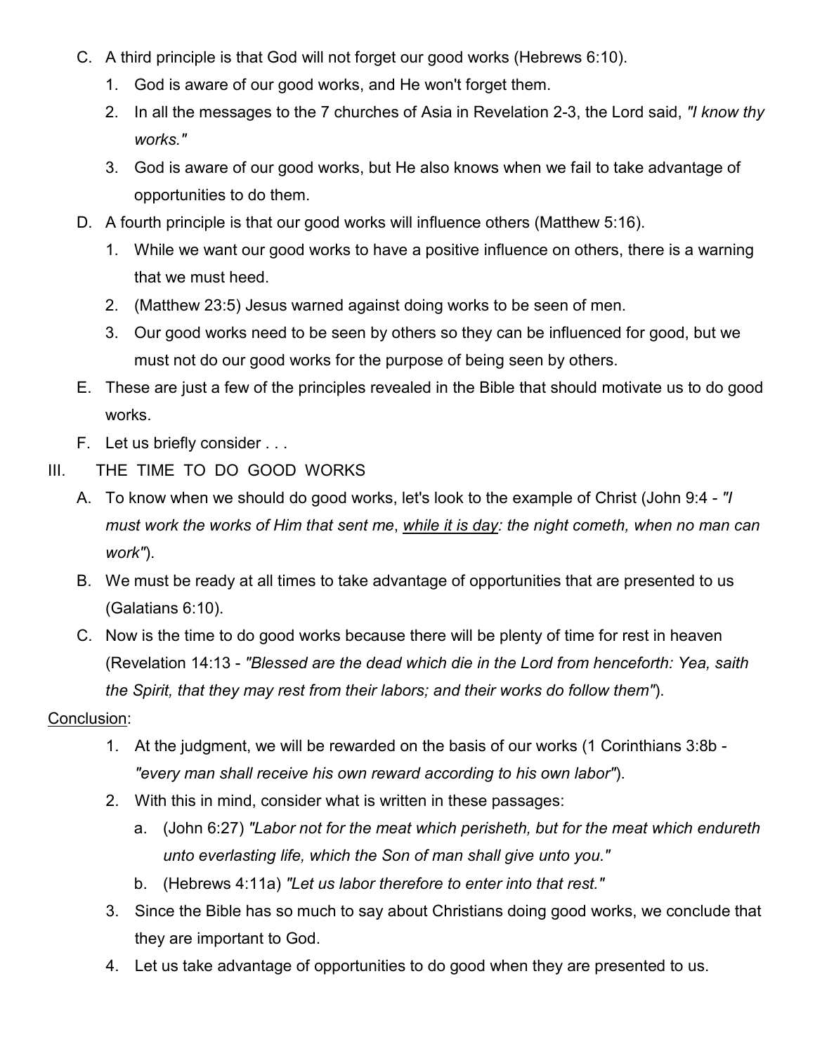C. A third principle is that God will not forget our good works (Hebrews 6:10).

   1. God is aware of our good works, and He won't forget them.
   2. In all the messages to the 7 churches of Asia in Revelation 2-3, the Lord said, *"I know thy works."*
   3. God is aware of our good works, but He also knows when we fail to take advantage of opportunities to do them.

D. A fourth principle is that our good works will influence others (Matthew 5:16).

   1. While we want our good works to have a positive influence on others, there is a warning that we must heed.
   2. (Matthew 23:5) Jesus warned against doing works to be seen of men.
   3. Our good works need to be seen by others so they can be influenced for good, but we must not do our good works for the purpose of being seen by others.

E. These are just a few of the principles revealed in the Bible that should motivate us to do good works.

F. Let us briefly consider . . .

III. THE TIME TO DO GOOD WORKS

A. To know when we should do good works, let's look to the example of Christ (John 9:4 - *"I must work the works of Him that sent me*, <u>*while it is day*</u>*: the night cometh, when no man can work"*).

B. We must be ready at all times to take advantage of opportunities that are presented to us (Galatians 6:10).

C. Now is the time to do good works because there will be plenty of time for rest in heaven (Revelation 14:13 - *"Blessed are the dead which die in the Lord from henceforth: Yea, saith the Spirit, that they may rest from their labors; and their works do follow them"*).

<u>Conclusion</u>:

1. At the judgment, we will be rewarded on the basis of our works (1 Corinthians 3:8b - *"every man shall receive his own reward according to his own labor"*).
2. With this in mind, consider what is written in these passages:
   a. (John 6:27) *"Labor not for the meat which perisheth, but for the meat which endureth unto everlasting life, which the Son of man shall give unto you."*
   b. (Hebrews 4:11a) *"Let us labor therefore to enter into that rest."*
3. Since the Bible has so much to say about Christians doing good works, we conclude that they are important to God.
4. Let us take advantage of opportunities to do good when they are presented to us.